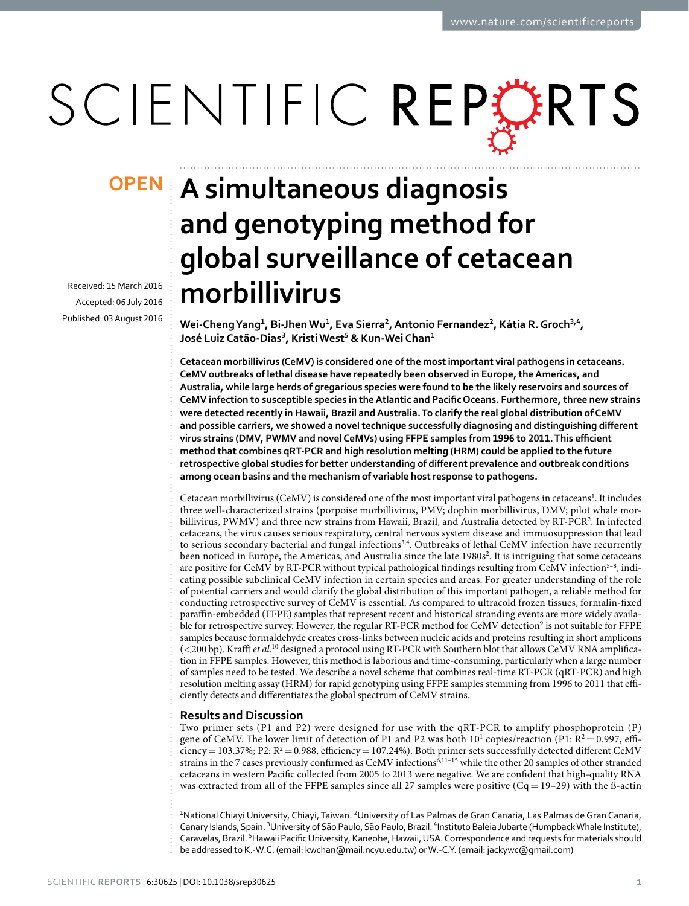OPEN

# A simultaneous diagnosis and genotyping method for global surveillance of cetacean morbillivirus

Received: 15 March 2016

Accepted: 06 July 2016

Published: 03 August 2016

Wei-Cheng Yang[1], Bi-Jhen Wu[1], Eva Sierra[2], Antonio Fernandez[2], Kátia R. Groch[3,4], José Luiz Catão-Dias[3], Kristi West[5] & Kun-Wei Chan[1]

**Cetacean morbillivirus (CeMV) is considered one of the most important viral pathogens in cetaceans. CeMV outbreaks of lethal disease have repeatedly been observed in Europe, the Americas, and Australia, while large herds of gregarious species were found to be the likely reservoirs and sources of CeMV infection to susceptible species in the Atlantic and Pacific Oceans. Furthermore, three new strains were detected recently in Hawaii, Brazil and Australia. To clarify the real global distribution of CeMV and possible carriers, we showed a novel technique successfully diagnosing and distinguishing different virus strains (DMV, PWMV and novel CeMVs) using FFPE samples from 1996 to 2011. This efficient method that combines qRT-PCR and high resolution melting (HRM) could be applied to the future retrospective global studies for better understanding of different prevalence and outbreak conditions among ocean basins and the mechanism of variable host response to pathogens.**

Cetacean morbillivirus (CeMV) is considered one of the most important viral pathogens in cetaceans[1]. It includes three well-characterized strains (porpoise morbillivirus, PMV; dophin morbillivirus, DMV; pilot whale morbillivirus, PWMV) and three new strains from Hawaii, Brazil, and Australia detected by RT-PCR[2]. In infected cetaceans, the virus causes serious respiratory, central nervous system disease and immuosuppression that lead to serious secondary bacterial and fungal infections[3,4]. Outbreaks of lethal CeMV infection have recurrently been noticed in Europe, the Americas, and Australia since the late 1980s[2]. It is intriguing that some cetaceans are positive for CeMV by RT-PCR without typical pathological findings resulting from CeMV infection[5–8], indicating possible subclinical CeMV infection in certain species and areas. For greater understanding of the role of potential carriers and would clarify the global distribution of this important pathogen, a reliable method for conducting retrospective survey of CeMV is essential. As compared to ultracold frozen tissues, formalin-fixed paraffin-embedded (FFPE) samples that represent recent and historical stranding events are more widely available for retrospective survey. However, the regular RT-PCR method for CeMV detection[9] is not suitable for FFPE samples because formaldehyde creates cross-links between nucleic acids and proteins resulting in short amplicons (<200 bp). Krafft *et al.*[10] designed a protocol using RT-PCR with Southern blot that allows CeMV RNA amplification in FFPE samples. However, this method is laborious and time-consuming, particularly when a large number of samples need to be tested. We describe a novel scheme that combines real-time RT-PCR (qRT-PCR) and high resolution melting assay (HRM) for rapid genotyping using FFPE samples stemming from 1996 to 2011 that efficiently detects and differentiates the global spectrum of CeMV strains.

## Results and Discussion

Two primer sets (P1 and P2) were designed for use with the qRT-PCR to amplify phosphoprotein (P) gene of CeMV. The lower limit of detection of P1 and P2 was both $10^1$ copies/reaction (P1: $R^2 = 0.997$, efficiency = 103.37%; P2: $R^2 = 0.988$, efficiency = 107.24%). Both primer sets successfully detected different CeMV strains in the 7 cases previously confirmed as CeMV infections[6,11–15] while the other 20 samples of other stranded cetaceans in western Pacific collected from 2005 to 2013 were negative. We are confident that high-quality RNA was extracted from all of the FFPE samples since all 27 samples were positive (Cq = 19–29) with the ß-actin

[1]National Chiayi University, Chiayi, Taiwan. [2]University of Las Palmas de Gran Canaria, Las Palmas de Gran Canaria, Canary Islands, Spain. [3]University of São Paulo, São Paulo, Brazil. [4]Instituto Baleia Jubarte (Humpback Whale Institute), Caravelas, Brazil. [5]Hawaii Pacific University, Kaneohe, Hawaii, USA. Correspondence and requests for materials should be addressed to K.-W.C. (email: kwchan@mail.ncyu.edu.tw) or W.-C.Y. (email: jackywc@gmail.com)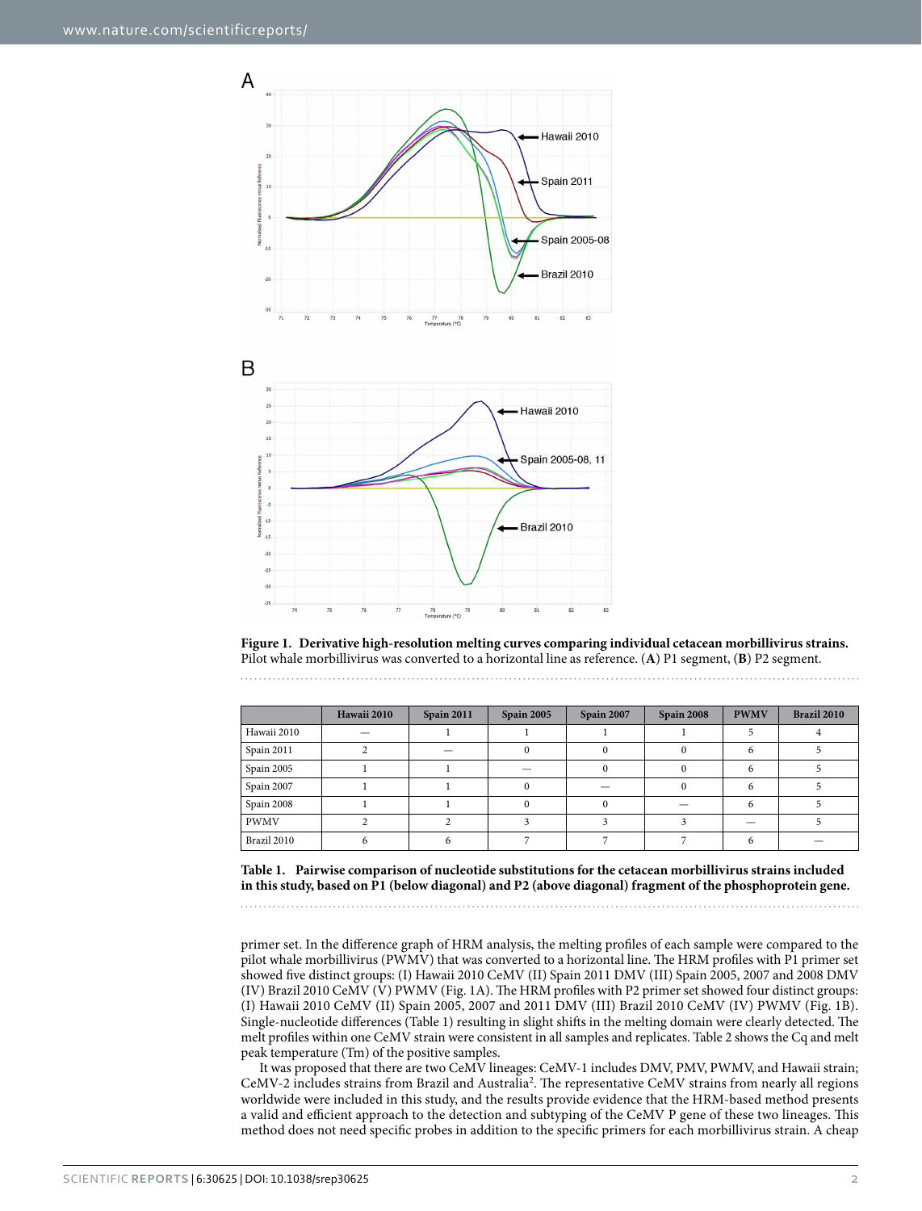**Figure 1. Derivative high-resolution melting curves comparing individual cetacean morbillivirus strains.** Pilot whale morbillivirus was converted to a horizontal line as reference. (**A**) P1 segment, (**B**) P2 segment.

| | Hawaii 2010 | Spain 2011 | Spain 2005 | Spain 2007 | Spain 2008 | PWMV | Brazil 2010 |
|---|---|---|---|---|---|---|---|
| Hawaii 2010 | — | 1 | 1 | 1 | 1 | 5 | 4 |
| Spain 2011 | 2 | — | 0 | 0 | 0 | 6 | 5 |
| Spain 2005 | 1 | 1 | — | 0 | 0 | 6 | 5 |
| Spain 2007 | 1 | 1 | 0 | — | 0 | 6 | 5 |
| Spain 2008 | 1 | 1 | 0 | 0 | — | 6 | 5 |
| PWMV | 2 | 2 | 3 | 3 | 3 | — | 5 |
| Brazil 2010 | 6 | 6 | 7 | 7 | 7 | 6 | — |

**Table 1. Pairwise comparison of nucleotide substitutions for the cetacean morbillivirus strains included in this study, based on P1 (below diagonal) and P2 (above diagonal) fragment of the phosphoprotein gene.**

primer set. In the difference graph of HRM analysis, the melting profiles of each sample were compared to the pilot whale morbillivirus (PWMV) that was converted to a horizontal line. The HRM profiles with P1 primer set showed five distinct groups: (I) Hawaii 2010 CeMV (II) Spain 2011 DMV (III) Spain 2005, 2007 and 2008 DMV (IV) Brazil 2010 CeMV (V) PWMV (Fig. 1A). The HRM profiles with P2 primer set showed four distinct groups: (I) Hawaii 2010 CeMV (II) Spain 2005, 2007 and 2011 DMV (III) Brazil 2010 CeMV (IV) PWMV (Fig. 1B). Single-nucleotide differences (Table 1) resulting in slight shifts in the melting domain were clearly detected. The melt profiles within one CeMV strain were consistent in all samples and replicates. Table 2 shows the Cq and melt peak temperature (Tm) of the positive samples.

It was proposed that there are two CeMV lineages: CeMV-1 includes DMV, PMV, PWMV, and Hawaii strain; CeMV-2 includes strains from Brazil and Australia[2]. The representative CeMV strains from nearly all regions worldwide were included in this study, and the results provide evidence that the HRM-based method presents a valid and efficient approach to the detection and subtyping of the CeMV P gene of these two lineages. This method does not need specific probes in addition to the specific primers for each morbillivirus strain. A cheap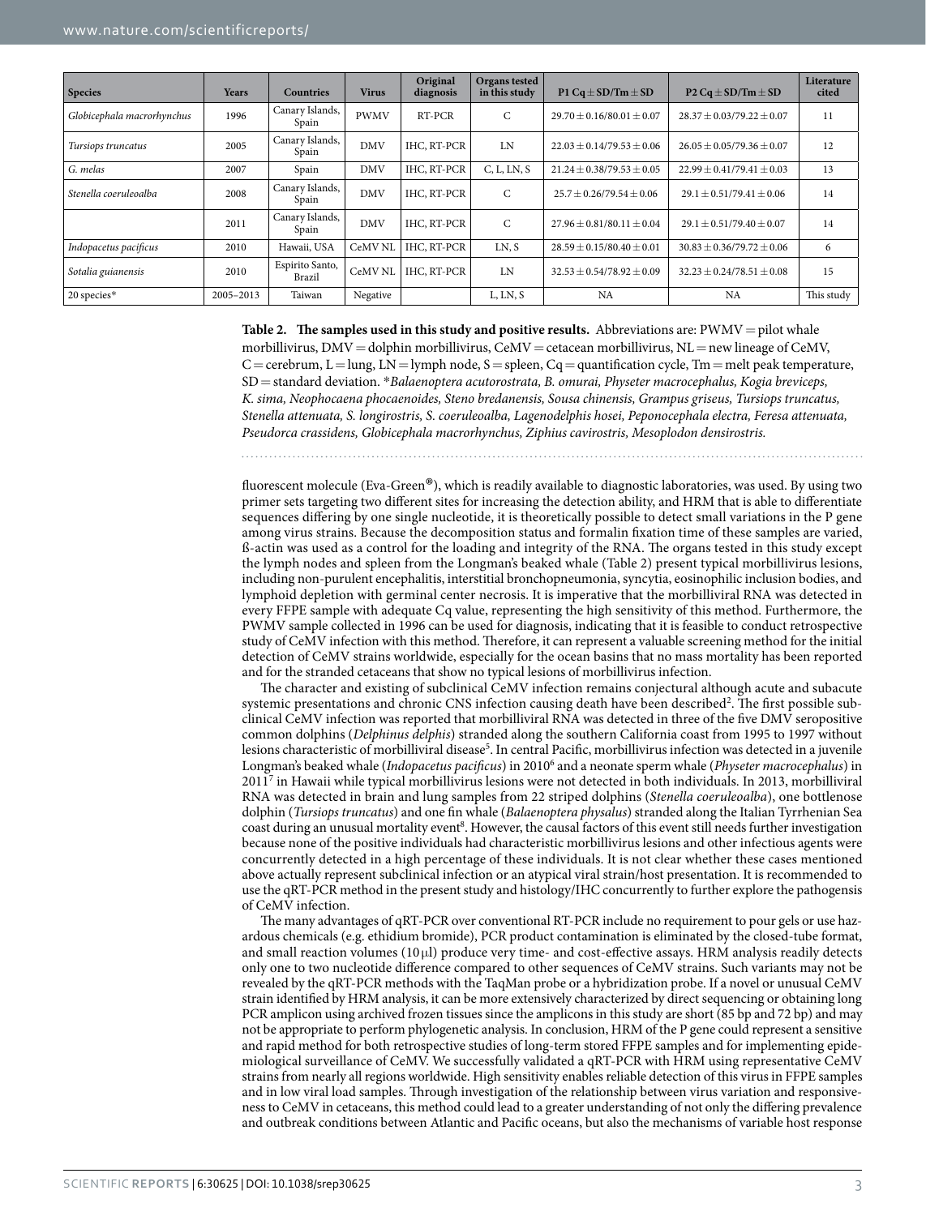| Species | Years | Countries | Virus | Original diagnosis | Organs tested in this study | P1 Cq ± SD/Tm ± SD | P2 Cq ± SD/Tm ± SD | Literature cited |
|---|---|---|---|---|---|---|---|---|
| *Globicephala macrorhynchus* | 1996 | Canary Islands, Spain | PWMV | RT-PCR | C | 29.70 ± 0.16/80.01 ± 0.07 | 28.37 ± 0.03/79.22 ± 0.07 | 11 |
| *Tursiops truncatus* | 2005 | Canary Islands, Spain | DMV | IHC, RT-PCR | LN | 22.03 ± 0.14/79.53 ± 0.06 | 26.05 ± 0.05/79.36 ± 0.07 | 12 |
| *G. melas* | 2007 | Spain | DMV | IHC, RT-PCR | C, L, LN, S | 21.24 ± 0.38/79.53 ± 0.05 | 22.99 ± 0.41/79.41 ± 0.03 | 13 |
| *Stenella coeruleoalba* | 2008 | Canary Islands, Spain | DMV | IHC, RT-PCR | C | 25.7 ± 0.26/79.54 ± 0.06 | 29.1 ± 0.51/79.41 ± 0.06 | 14 |
| | 2011 | Canary Islands, Spain | DMV | IHC, RT-PCR | C | 27.96 ± 0.81/80.11 ± 0.04 | 29.1 ± 0.51/79.40 ± 0.07 | 14 |
| *Indopacetus pacificus* | 2010 | Hawaii, USA | CeMV NL | IHC, RT-PCR | LN, S | 28.59 ± 0.15/80.40 ± 0.01 | 30.83 ± 0.36/79.72 ± 0.06 | 6 |
| *Sotalia guianensis* | 2010 | Espirito Santo, Brazil | CeMV NL | IHC, RT-PCR | LN | 32.53 ± 0.54/78.92 ± 0.09 | 32.23 ± 0.24/78.51 ± 0.08 | 15 |
| 20 species* | 2005–2013 | Taiwan | Negative | | L, LN, S | NA | NA | This study |

**Table 2. The samples used in this study and positive results.** Abbreviations are: PWMV = pilot whale morbillivirus, DMV = dolphin morbillivirus, CeMV = cetacean morbillivirus, NL = new lineage of CeMV, C = cerebrum, L = lung, LN = lymph node, S = spleen, Cq = quantification cycle, Tm = melt peak temperature, SD = standard deviation. **Balaenoptera acutorostrata, B. omurai, Physeter macrocephalus, Kogia breviceps, K. sima, Neophocaena phocaenoides, Steno bredanensis, Sousa chinensis, Grampus griseus, Tursiops truncatus, Stenella attenuata, S. longirostris, S. coeruleoalba, Lagenodelphis hosei, Peponocephala electra, Feresa attenuata, Pseudorca crassidens, Globicephala macrorhynchus, Ziphius cavirostris, Mesoplodon densirostris.*

fluorescent molecule (Eva-Green®), which is readily available to diagnostic laboratories, was used. By using two primer sets targeting two different sites for increasing the detection ability, and HRM that is able to differentiate sequences differing by one single nucleotide, it is theoretically possible to detect small variations in the P gene among virus strains. Because the decomposition status and formalin fixation time of these samples are varied, ß-actin was used as a control for the loading and integrity of the RNA. The organs tested in this study except the lymph nodes and spleen from the Longman's beaked whale (Table 2) present typical morbillivirus lesions, including non-purulent encephalitis, interstitial bronchopneumonia, syncytia, eosinophilic inclusion bodies, and lymphoid depletion with germinal center necrosis. It is imperative that the morbilliviral RNA was detected in every FFPE sample with adequate Cq value, representing the high sensitivity of this method. Furthermore, the PWMV sample collected in 1996 can be used for diagnosis, indicating that it is feasible to conduct retrospective study of CeMV infection with this method. Therefore, it can represent a valuable screening method for the initial detection of CeMV strains worldwide, especially for the ocean basins that no mass mortality has been reported and for the stranded cetaceans that show no typical lesions of morbillivirus infection.

The character and existing of subclinical CeMV infection remains conjectural although acute and subacute systemic presentations and chronic CNS infection causing death have been described[2]. The first possible subclinical CeMV infection was reported that morbilliviral RNA was detected in three of the five DMV seropositive common dolphins (*Delphinus delphis*) stranded along the southern California coast from 1995 to 1997 without lesions characteristic of morbilliviral disease[5]. In central Pacific, morbillivirus infection was detected in a juvenile Longman's beaked whale (*Indopacetus pacificus*) in 2010[6] and a neonate sperm whale (*Physeter macrocephalus*) in 2011[7] in Hawaii while typical morbillivirus lesions were not detected in both individuals. In 2013, morbilliviral RNA was detected in brain and lung samples from 22 striped dolphins (*Stenella coeruleoalba*), one bottlenose dolphin (*Tursiops truncatus*) and one fin whale (*Balaenoptera physalus*) stranded along the Italian Tyrrhenian Sea coast during an unusual mortality event[8]. However, the causal factors of this event still needs further investigation because none of the positive individuals had characteristic morbillivirus lesions and other infectious agents were concurrently detected in a high percentage of these individuals. It is not clear whether these cases mentioned above actually represent subclinical infection or an atypical viral strain/host presentation. It is recommended to use the qRT-PCR method in the present study and histology/IHC concurrently to further explore the pathogensis of CeMV infection.

The many advantages of qRT-PCR over conventional RT-PCR include no requirement to pour gels or use hazardous chemicals (e.g. ethidium bromide), PCR product contamination is eliminated by the closed-tube format, and small reaction volumes (10 μl) produce very time- and cost-effective assays. HRM analysis readily detects only one to two nucleotide difference compared to other sequences of CeMV strains. Such variants may not be revealed by the qRT-PCR methods with the TaqMan probe or a hybridization probe. If a novel or unusual CeMV strain identified by HRM analysis, it can be more extensively characterized by direct sequencing or obtaining long PCR amplicon using archived frozen tissues since the amplicons in this study are short (85 bp and 72 bp) and may not be appropriate to perform phylogenetic analysis. In conclusion, HRM of the P gene could represent a sensitive and rapid method for both retrospective studies of long-term stored FFPE samples and for implementing epidemiological surveillance of CeMV. We successfully validated a qRT-PCR with HRM using representative CeMV strains from nearly all regions worldwide. High sensitivity enables reliable detection of this virus in FFPE samples and in low viral load samples. Through investigation of the relationship between virus variation and responsiveness to CeMV in cetaceans, this method could lead to a greater understanding of not only the differing prevalence and outbreak conditions between Atlantic and Pacific oceans, but also the mechanisms of variable host response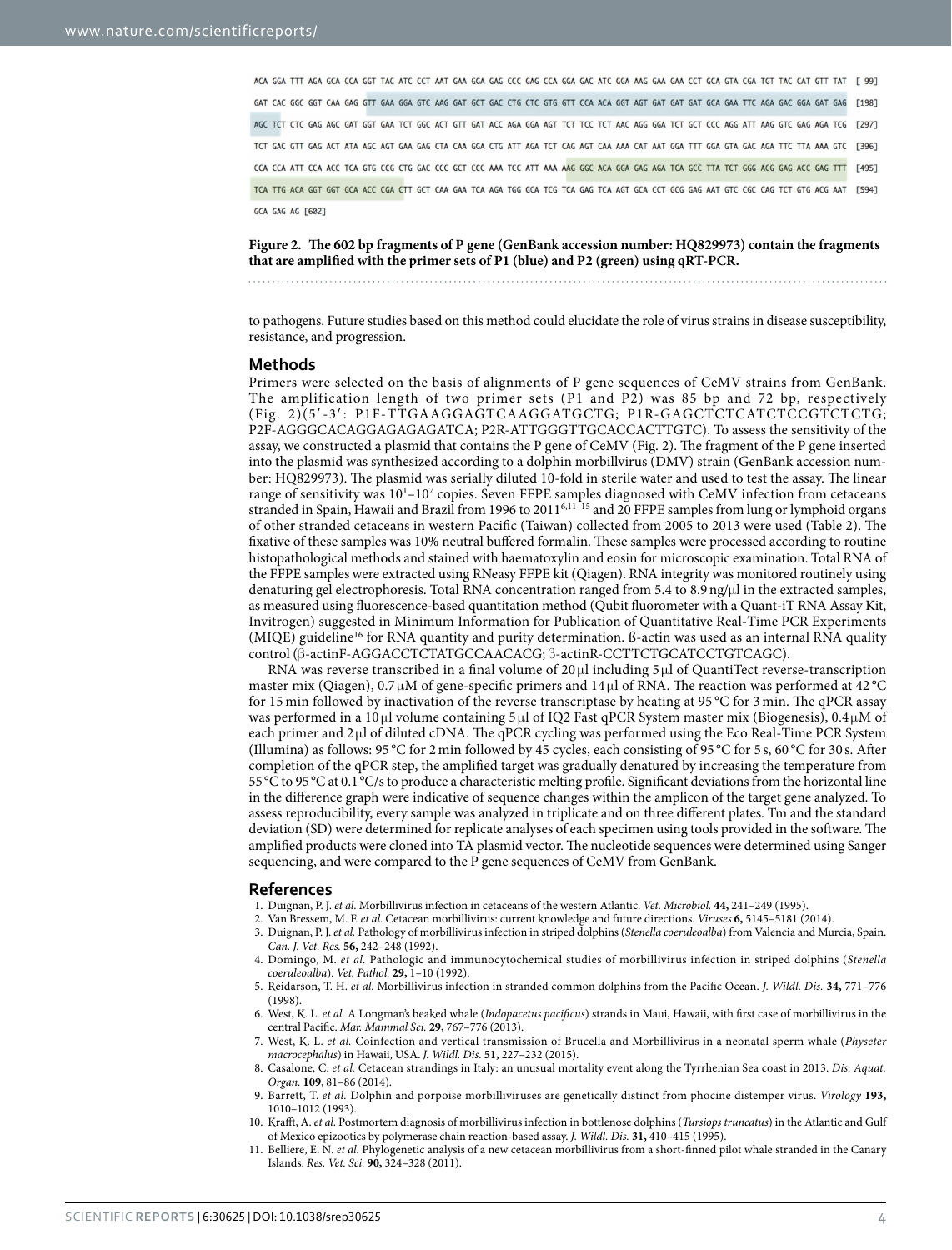ACA GGA TTT AGA GCA CCA GGT TAC ATC CCT AAT GAA GGA GAG CCC GAG CCA GGA GAC ATC GGA AAG GAA GAA CCT GCA GTA CGA TGT TAC CAT GTT TAT [ 99]

GAT CAC GGC GGT CAA GAG GTT GAA GGA GTC AAG GAT GCT GAC CTG CTC GTG GTT CCA ACA GGT AGT GAT GAT GAT GCA GAA TTC AGA GAC GGA GAT GAG [198]

AGC TCT CTC GAG AGC GAT GGT GAA TCT GGC ACT GTT GAT ACC AGA GGA AGT TCT TCC TCT AAC AGG GGA TCT GCT CCC AGG ATT AAG GTC GAG AGA TCG [297]

TCT GAC GTT GAG ACT ATA AGC AGT GAA GAG CTA CAA GGA CTG ATT AGA TCT CAG AGT CAA AAA CAT AAT GGA TTT GGA GTA GAC AGA TTC TTA AAA GTC [396]

CCA CCA ATT CCA ACC TCA GTG CCG CTG GAC CCC GCT CCC AAA TCC ATT AAA AAG GGC ACA GGA GAG AGA TCA GCC TTA TCT GGG ACG GAG ACC GAG TTT [495]

TCA TTG ACA GGT GGT GCA ACC CGA CTT GCT CAA GAA TCA AGA TGG GCA TCG TCA GAG TCA AGT GCA CCT GCG GAG AAT GTC CGC CAG TCT GTG ACG AAT [594]

GCA GAG AG [602]

**Figure 2. The 602 bp fragments of P gene (GenBank accession number: HQ829973) contain the fragments that are amplified with the primer sets of P1 (blue) and P2 (green) using qRT-PCR.**

to pathogens. Future studies based on this method could elucidate the role of virus strains in disease susceptibility, resistance, and progression.

## Methods

Primers were selected on the basis of alignments of P gene sequences of CeMV strains from GenBank. The amplification length of two primer sets (P1 and P2) was 85 bp and 72 bp, respectively (Fig. 2)(5′-3′: P1F-TTGAAGGAGTCAAGGATGCTG; P1R-GAGCTCTCATCTCCGTCTCTG; P2F-AGGGCACAGGAGAGAGATCA; P2R-ATTGGGTTGCACCACTTGTC). To assess the sensitivity of the assay, we constructed a plasmid that contains the P gene of CeMV (Fig. 2). The fragment of the P gene inserted into the plasmid was synthesized according to a dolphin morbillvirus (DMV) strain (GenBank accession number: HQ829973). The plasmid was serially diluted 10-fold in sterile water and used to test the assay. The linear range of sensitivity was $10^1$–$10^7$ copies. Seven FFPE samples diagnosed with CeMV infection from cetaceans stranded in Spain, Hawaii and Brazil from 1996 to 2011[6,11–15] and 20 FFPE samples from lung or lymphoid organs of other stranded cetaceans in western Pacific (Taiwan) collected from 2005 to 2013 were used (Table 2). The fixative of these samples was 10% neutral buffered formalin. These samples were processed according to routine histopathological methods and stained with haematoxylin and eosin for microscopic examination. Total RNA of the FFPE samples were extracted using RNeasy FFPE kit (Qiagen). RNA integrity was monitored routinely using denaturing gel electrophoresis. Total RNA concentration ranged from 5.4 to 8.9 ng/μl in the extracted samples, as measured using fluorescence-based quantitation method (Qubit fluorometer with a Quant-iT RNA Assay Kit, Invitrogen) suggested in Minimum Information for Publication of Quantitative Real-Time PCR Experiments (MIQE) guideline[16] for RNA quantity and purity determination. ß-actin was used as an internal RNA quality control (β-actinF-AGGACCTCTATGCCAACACG; β-actinR-CCTTCTGCATCCTGTCAGC).

RNA was reverse transcribed in a final volume of 20 μl including 5 μl of QuantiTect reverse-transcription master mix (Qiagen), 0.7 μM of gene-specific primers and 14 μl of RNA. The reaction was performed at 42 °C for 15 min followed by inactivation of the reverse transcriptase by heating at 95 °C for 3 min. The qPCR assay was performed in a 10 μl volume containing 5 μl of IQ2 Fast qPCR System master mix (Biogenesis), 0.4 μM of each primer and 2 μl of diluted cDNA. The qPCR cycling was performed using the Eco Real-Time PCR System (Illumina) as follows: 95 °C for 2 min followed by 45 cycles, each consisting of 95 °C for 5 s, 60 °C for 30 s. After completion of the qPCR step, the amplified target was gradually denatured by increasing the temperature from 55 °C to 95 °C at 0.1 °C/s to produce a characteristic melting profile. Significant deviations from the horizontal line in the difference graph were indicative of sequence changes within the amplicon of the target gene analyzed. To assess reproducibility, every sample was analyzed in triplicate and on three different plates. Tm and the standard deviation (SD) were determined for replicate analyses of each specimen using tools provided in the software. The amplified products were cloned into TA plasmid vector. The nucleotide sequences were determined using Sanger sequencing, and were compared to the P gene sequences of CeMV from GenBank.

## References

1. Duignan, P. J. *et al.* Morbillivirus infection in cetaceans of the western Atlantic. *Vet. Microbiol.* **44,** 241–249 (1995).
2. Van Bressem, M. F. *et al.* Cetacean morbillivirus: current knowledge and future directions. *Viruses* **6,** 5145–5181 (2014).
3. Duignan, P. J. *et al.* Pathology of morbillivirus infection in striped dolphins (*Stenella coeruleoalba*) from Valencia and Murcia, Spain. *Can. J. Vet. Res.* **56,** 242–248 (1992).
4. Domingo, M. *et al.* Pathologic and immunocytochemical studies of morbillivirus infection in striped dolphins (*Stenella coeruleoalba*). *Vet. Pathol.* **29,** 1–10 (1992).
5. Reidarson, T. H. *et al.* Morbillivirus infection in stranded common dolphins from the Pacific Ocean. *J. Wildl. Dis.* **34,** 771–776 (1998).
6. West, K. L. *et al.* A Longman's beaked whale (*Indopacetus pacificus*) strands in Maui, Hawaii, with first case of morbillivirus in the central Pacific. *Mar. Mammal Sci.* **29,** 767–776 (2013).
7. West, K. L. *et al.* Coinfection and vertical transmission of Brucella and Morbillivirus in a neonatal sperm whale (*Physeter macrocephalus*) in Hawaii, USA. *J. Wildl. Dis.* **51,** 227–232 (2015).
8. Casalone, C. *et al.* Cetacean strandings in Italy: an unusual mortality event along the Tyrrhenian Sea coast in 2013. *Dis. Aquat. Organ.* **109**, 81–86 (2014).
9. Barrett, T. *et al.* Dolphin and porpoise morbilliviruses are genetically distinct from phocine distemper virus. *Virology* **193,** 1010–1012 (1993).
10. Krafft, A. *et al.* Postmortem diagnosis of morbillivirus infection in bottlenose dolphins (*Tursiops truncatus*) in the Atlantic and Gulf of Mexico epizootics by polymerase chain reaction-based assay. *J. Wildl. Dis.* **31,** 410–415 (1995).
11. Belliere, E. N. *et al.* Phylogenetic analysis of a new cetacean morbillivirus from a short-finned pilot whale stranded in the Canary Islands. *Res. Vet. Sci.* **90,** 324–328 (2011).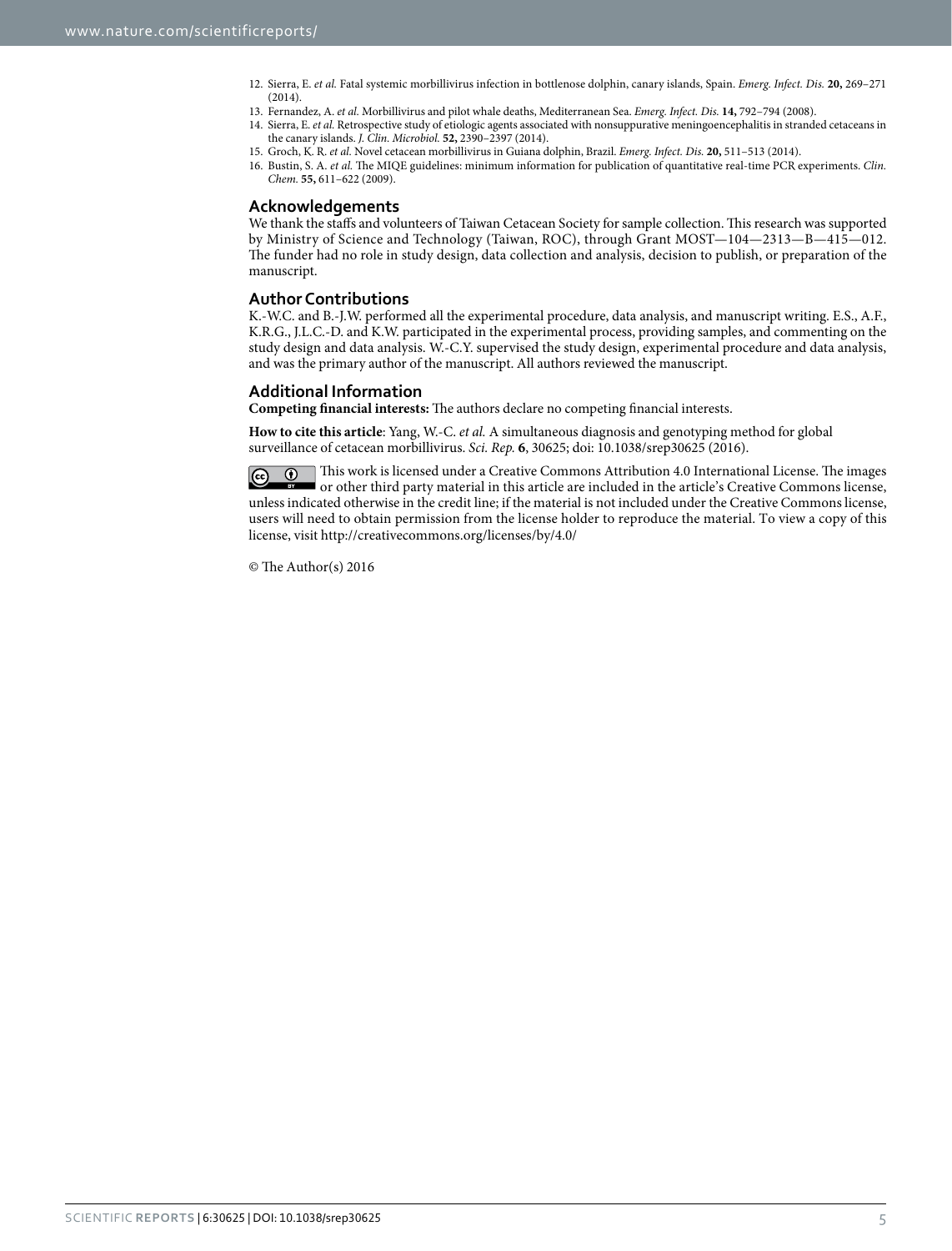12. Sierra, E. *et al.* Fatal systemic morbillivirus infection in bottlenose dolphin, canary islands, Spain. *Emerg. Infect. Dis.* **20,** 269–271 (2014).
13. Fernandez, A. *et al.* Morbillivirus and pilot whale deaths, Mediterranean Sea. *Emerg. Infect. Dis.* **14,** 792–794 (2008).
14. Sierra, E. *et al.* Retrospective study of etiologic agents associated with nonsuppurative meningoencephalitis in stranded cetaceans in the canary islands. *J. Clin. Microbiol.* **52,** 2390–2397 (2014).
15. Groch, K. R. *et al.* Novel cetacean morbillivirus in Guiana dolphin, Brazil. *Emerg. Infect. Dis.* **20,** 511–513 (2014).
16. Bustin, S. A. *et al.* The MIQE guidelines: minimum information for publication of quantitative real-time PCR experiments. *Clin. Chem.* **55,** 611–622 (2009).

## Acknowledgements

We thank the staffs and volunteers of Taiwan Cetacean Society for sample collection. This research was supported by Ministry of Science and Technology (Taiwan, ROC), through Grant MOST—104—2313—B—415—012. The funder had no role in study design, data collection and analysis, decision to publish, or preparation of the manuscript.

## Author Contributions

K.-W.C. and B.-J.W. performed all the experimental procedure, data analysis, and manuscript writing. E.S., A.F., K.R.G., J.L.C.-D. and K.W. participated in the experimental process, providing samples, and commenting on the study design and data analysis. W.-C.Y. supervised the study design, experimental procedure and data analysis, and was the primary author of the manuscript. All authors reviewed the manuscript.

## Additional Information

**Competing financial interests:** The authors declare no competing financial interests.

**How to cite this article**: Yang, W.-C. *et al.* A simultaneous diagnosis and genotyping method for global surveillance of cetacean morbillivirus. *Sci. Rep.* **6**, 30625; doi: 10.1038/srep30625 (2016).

This work is licensed under a Creative Commons Attribution 4.0 International License. The images or other third party material in this article are included in the article's Creative Commons license, unless indicated otherwise in the credit line; if the material is not included under the Creative Commons license, users will need to obtain permission from the license holder to reproduce the material. To view a copy of this license, visit http://creativecommons.org/licenses/by/4.0/

© The Author(s) 2016